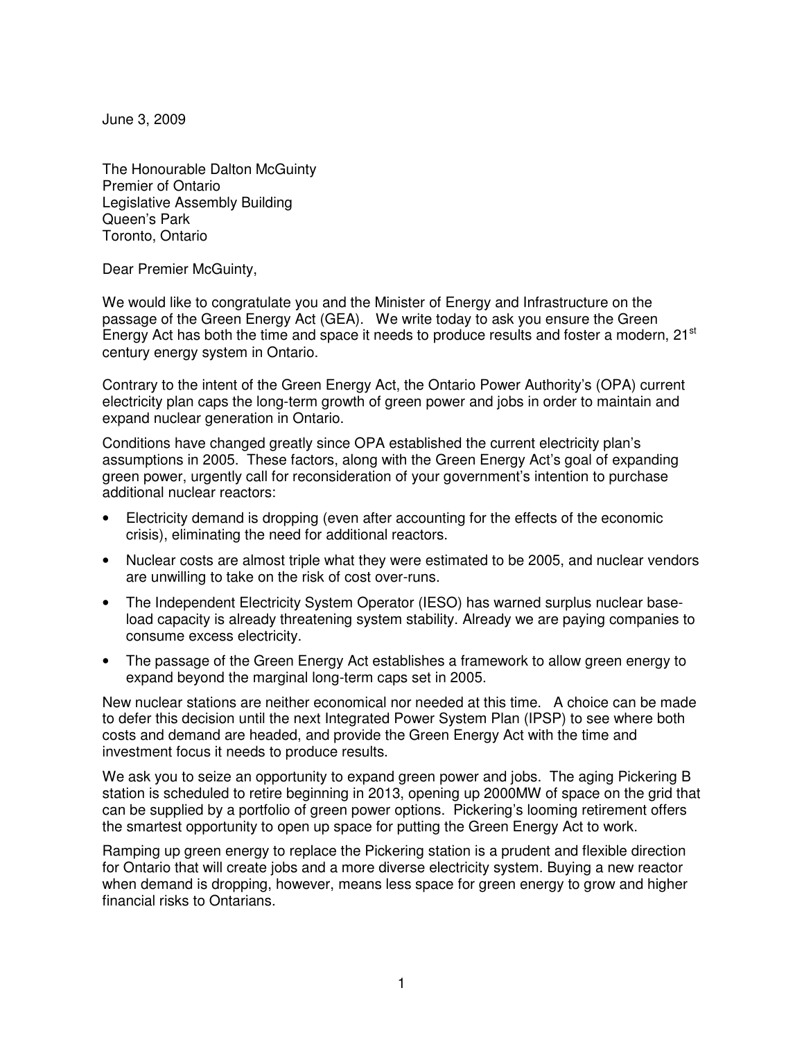June 3, 2009

The Honourable Dalton McGuinty
Premier of Ontario
Legislative Assembly Building
Queen's Park
Toronto, Ontario

Dear Premier McGuinty,

We would like to congratulate you and the Minister of Energy and Infrastructure on the passage of the Green Energy Act (GEA). We write today to ask you ensure the Green Energy Act has both the time and space it needs to produce results and foster a modern, 21st century energy system in Ontario.

Contrary to the intent of the Green Energy Act, the Ontario Power Authority's (OPA) current electricity plan caps the long-term growth of green power and jobs in order to maintain and expand nuclear generation in Ontario.

Conditions have changed greatly since OPA established the current electricity plan's assumptions in 2005. These factors, along with the Green Energy Act's goal of expanding green power, urgently call for reconsideration of your government's intention to purchase additional nuclear reactors:

- Electricity demand is dropping (even after accounting for the effects of the economic crisis), eliminating the need for additional reactors.
- Nuclear costs are almost triple what they were estimated to be 2005, and nuclear vendors are unwilling to take on the risk of cost over-runs.
- The Independent Electricity System Operator (IESO) has warned surplus nuclear base-load capacity is already threatening system stability. Already we are paying companies to consume excess electricity.
- The passage of the Green Energy Act establishes a framework to allow green energy to expand beyond the marginal long-term caps set in 2005.

New nuclear stations are neither economical nor needed at this time. A choice can be made to defer this decision until the next Integrated Power System Plan (IPSP) to see where both costs and demand are headed, and provide the Green Energy Act with the time and investment focus it needs to produce results.

We ask you to seize an opportunity to expand green power and jobs. The aging Pickering B station is scheduled to retire beginning in 2013, opening up 2000MW of space on the grid that can be supplied by a portfolio of green power options. Pickering's looming retirement offers the smartest opportunity to open up space for putting the Green Energy Act to work.

Ramping up green energy to replace the Pickering station is a prudent and flexible direction for Ontario that will create jobs and a more diverse electricity system. Buying a new reactor when demand is dropping, however, means less space for green energy to grow and higher financial risks to Ontarians.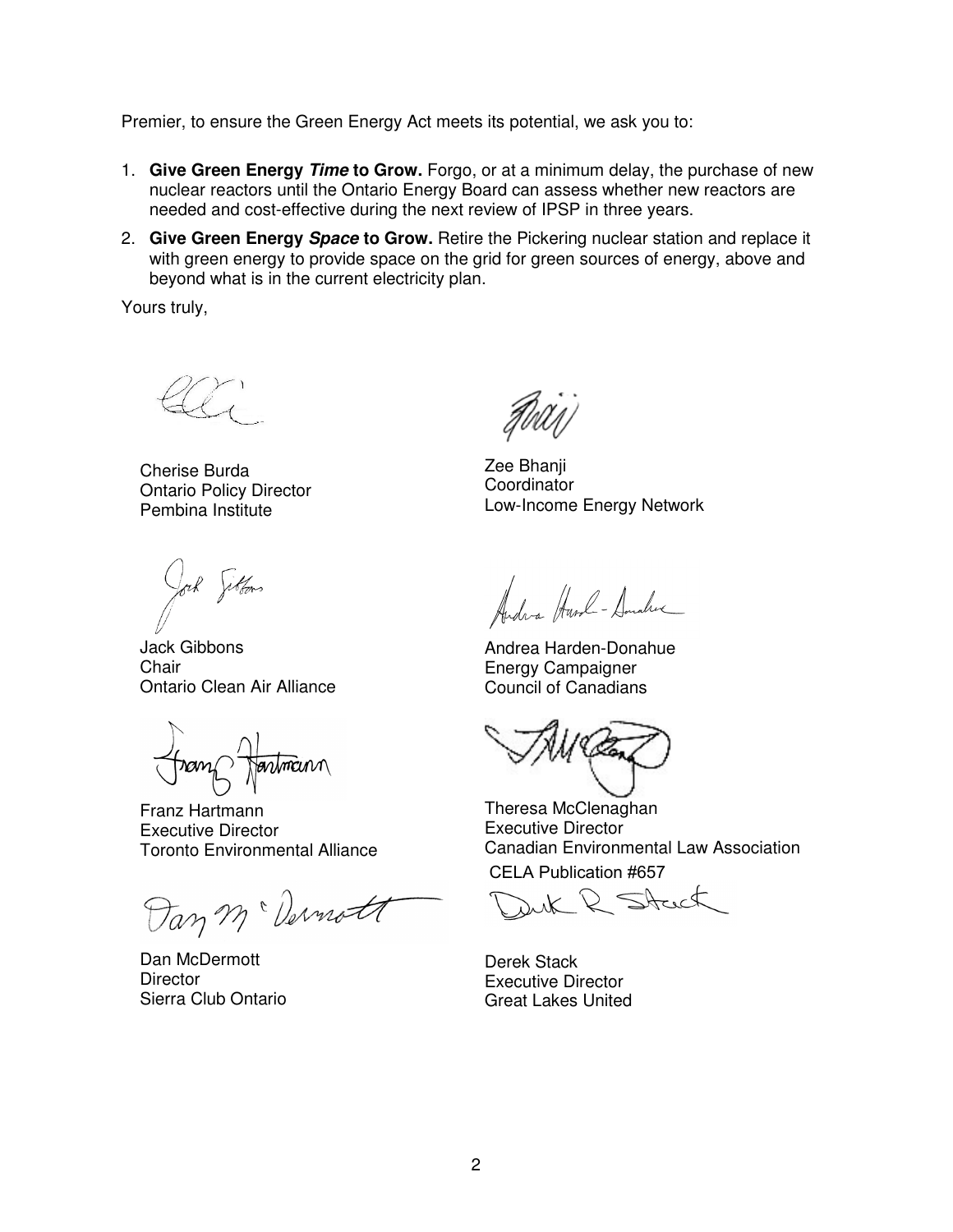Premier, to ensure the Green Energy Act meets its potential, we ask you to:

1. **Give Green Energy *Time* to Grow.** Forgo, or at a minimum delay, the purchase of new nuclear reactors until the Ontario Energy Board can assess whether new reactors are needed and cost-effective during the next review of IPSP in three years.
2. **Give Green Energy *Space* to Grow.** Retire the Pickering nuclear station and replace it with green energy to provide space on the grid for green sources of energy, above and beyond what is in the current electricity plan.

Yours truly,

Cherise Burda
Ontario Policy Director
Pembina Institute

Zee Bhanji
Coordinator
Low-Income Energy Network

Jack Gibbons
Chair
Ontario Clean Air Alliance

Andrea Harden-Donahue
Energy Campaigner
Council of Canadians

Franz Hartmann
Executive Director
Toronto Environmental Alliance

Theresa McClenaghan
Executive Director
Canadian Environmental Law Association

CELA Publication #657

Dan McDermott
Director
Sierra Club Ontario

Derek Stack
Executive Director
Great Lakes United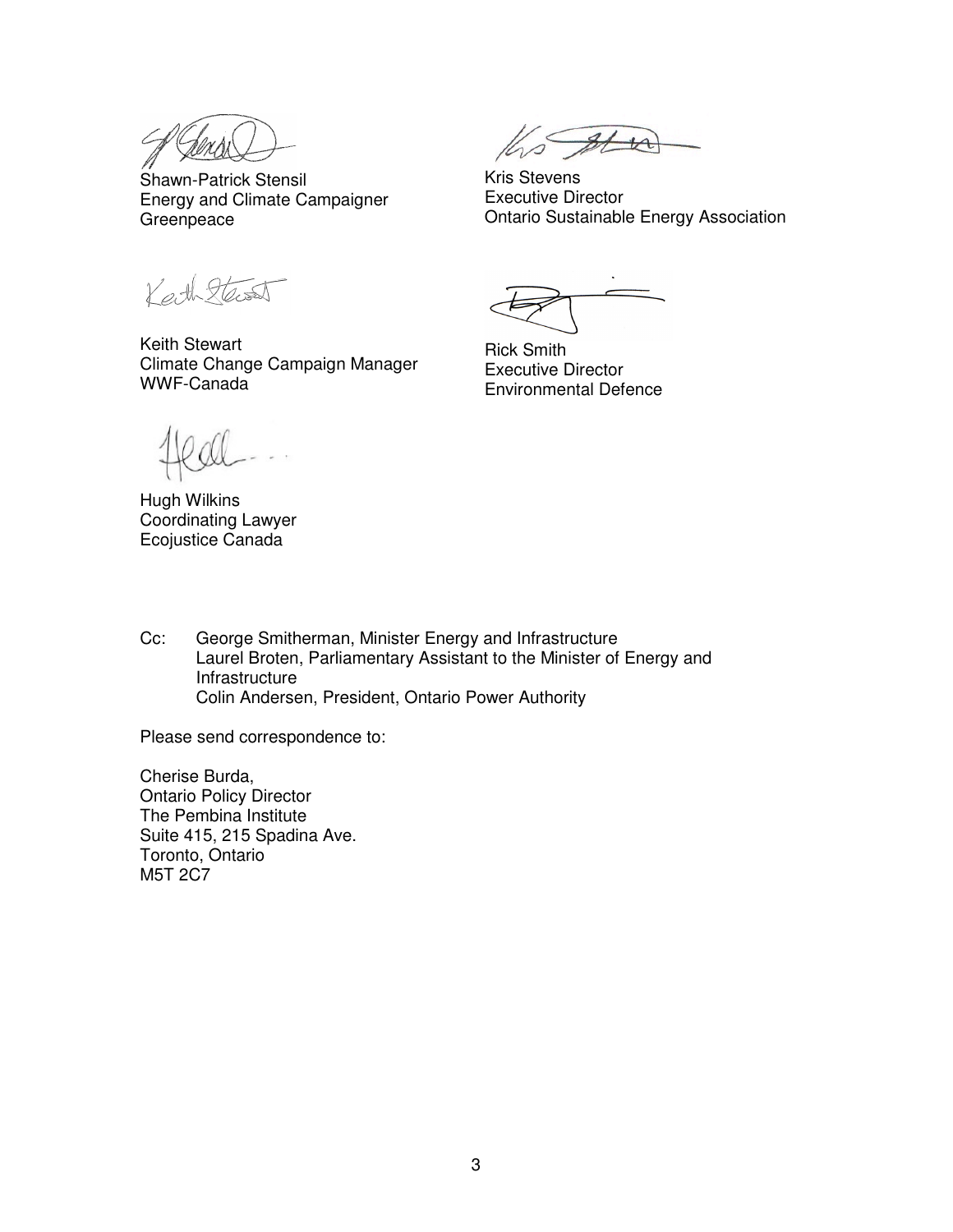Shawn-Patrick Stensil
Energy and Climate Campaigner
Greenpeace

Kris Stevens
Executive Director
Ontario Sustainable Energy Association

Keith Stewart
Climate Change Campaign Manager
WWF-Canada

Rick Smith
Executive Director
Environmental Defence

Hugh Wilkins
Coordinating Lawyer
Ecojustice Canada

Cc: George Smitherman, Minister Energy and Infrastructure
Laurel Broten, Parliamentary Assistant to the Minister of Energy and Infrastructure
Colin Andersen, President, Ontario Power Authority

Please send correspondence to:

Cherise Burda,
Ontario Policy Director
The Pembina Institute
Suite 415, 215 Spadina Ave.
Toronto, Ontario
M5T 2C7